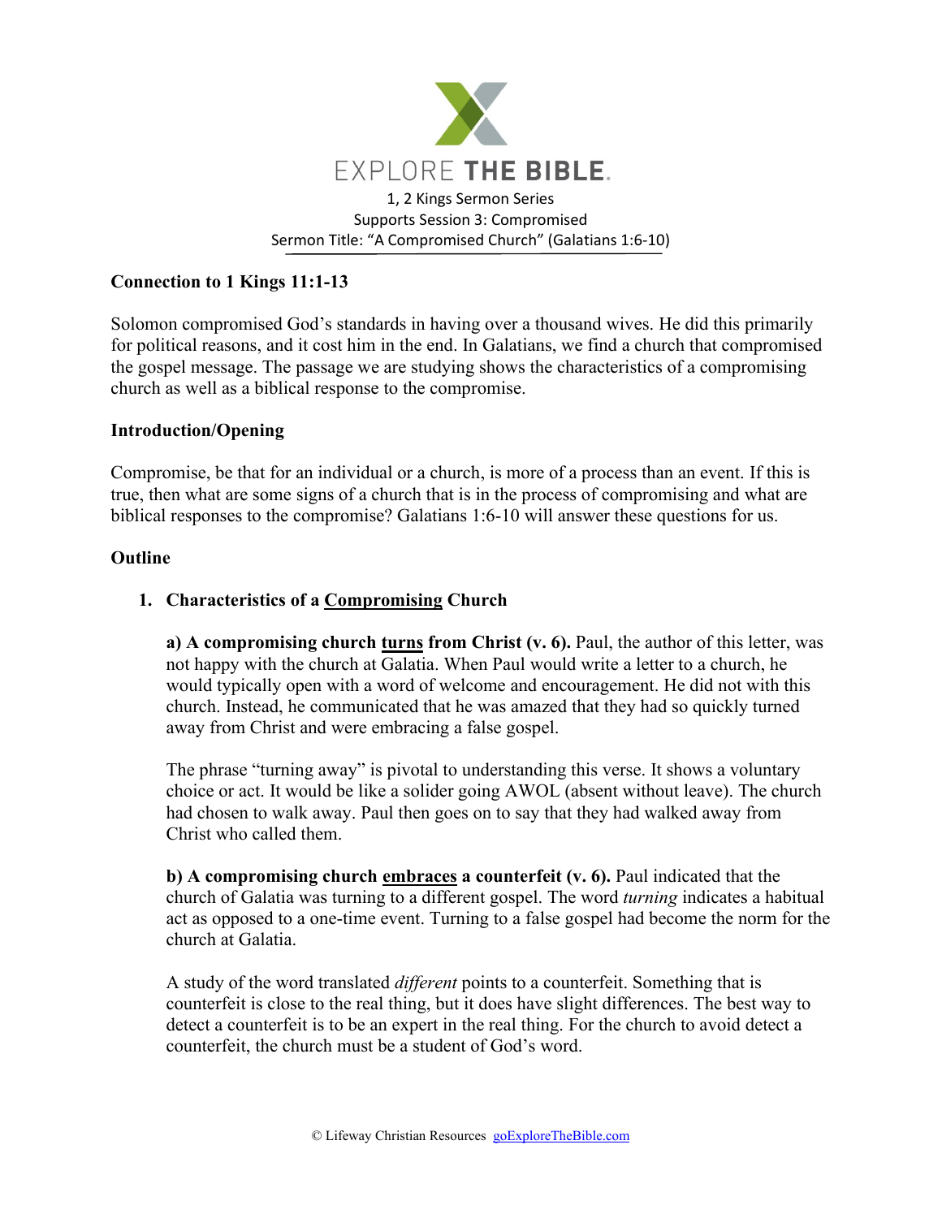# EXPLORE THE BIBLE.

1, 2 Kings Sermon Series
Supports Session 3: Compromised
Sermon Title: "A Compromised Church" (Galatians 1:6-10)

## Connection to 1 Kings 11:1-13

Solomon compromised God's standards in having over a thousand wives. He did this primarily for political reasons, and it cost him in the end. In Galatians, we find a church that compromised the gospel message. The passage we are studying shows the characteristics of a compromising church as well as a biblical response to the compromise.

## Introduction/Opening

Compromise, be that for an individual or a church, is more of a process than an event. If this is true, then what are some signs of a church that is in the process of compromising and what are biblical responses to the compromise? Galatians 1:6-10 will answer these questions for us.

## Outline

1. **Characteristics of a <u>Compromising</u> Church**

   **a) A compromising church <u>turns</u> from Christ (v. 6).** Paul, the author of this letter, was not happy with the church at Galatia. When Paul would write a letter to a church, he would typically open with a word of welcome and encouragement. He did not with this church. Instead, he communicated that he was amazed that they had so quickly turned away from Christ and were embracing a false gospel.

   The phrase "turning away" is pivotal to understanding this verse. It shows a voluntary choice or act. It would be like a solider going AWOL (absent without leave). The church had chosen to walk away. Paul then goes on to say that they had walked away from Christ who called them.

   **b) A compromising church <u>embraces</u> a counterfeit (v. 6).** Paul indicated that the church of Galatia was turning to a different gospel. The word *turning* indicates a habitual act as opposed to a one-time event. Turning to a false gospel had become the norm for the church at Galatia.

   A study of the word translated *different* points to a counterfeit. Something that is counterfeit is close to the real thing, but it does have slight differences. The best way to detect a counterfeit is to be an expert in the real thing. For the church to avoid detect a counterfeit, the church must be a student of God's word.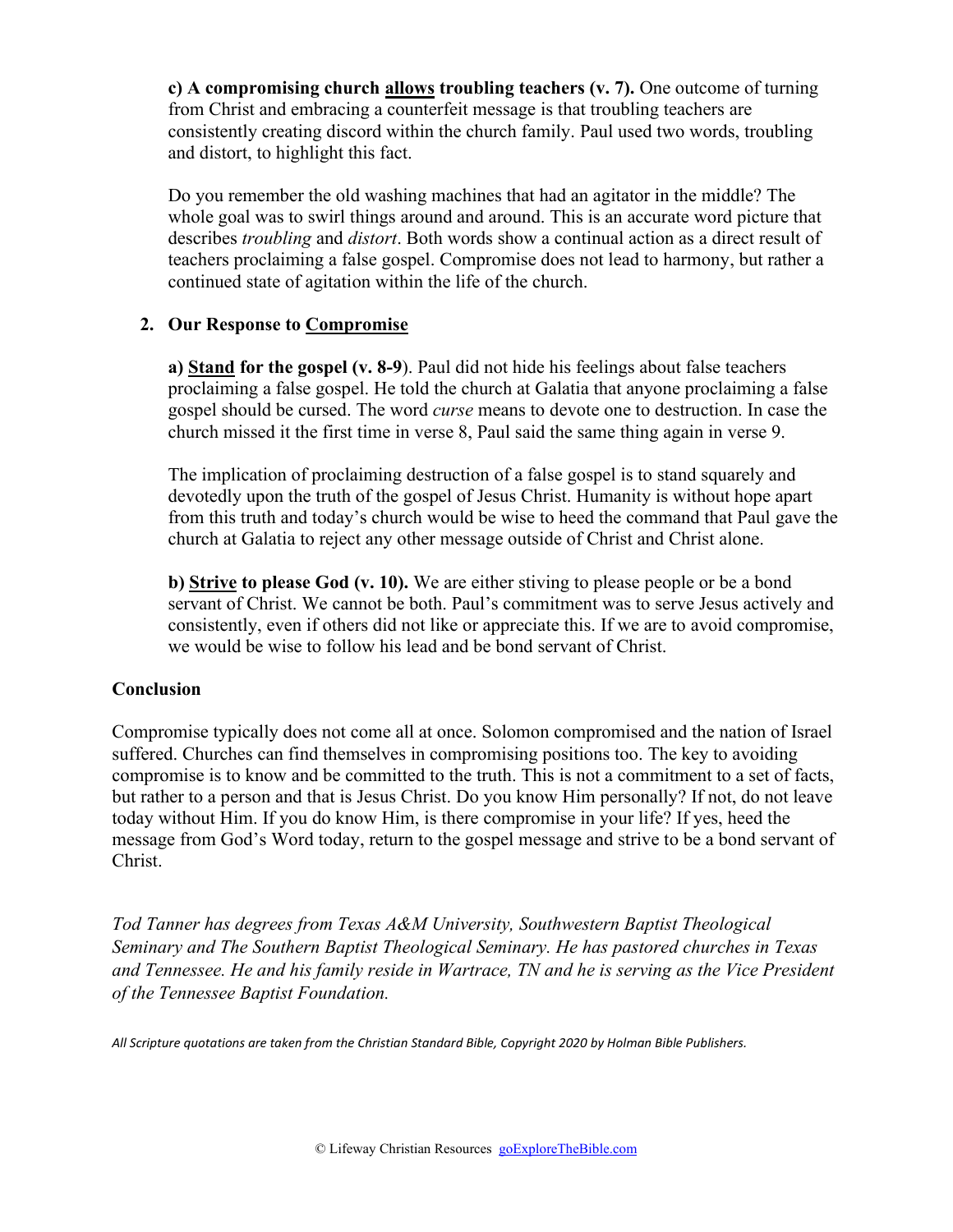**c) A compromising church <u>allows</u> troubling teachers (v. 7).** One outcome of turning from Christ and embracing a counterfeit message is that troubling teachers are consistently creating discord within the church family. Paul used two words, troubling and distort, to highlight this fact.

Do you remember the old washing machines that had an agitator in the middle? The whole goal was to swirl things around and around. This is an accurate word picture that describes *troubling* and *distort*. Both words show a continual action as a direct result of teachers proclaiming a false gospel. Compromise does not lead to harmony, but rather a continued state of agitation within the life of the church.

2. **Our Response to <u>Compromise</u>**

**a) <u>Stand</u> for the gospel (v. 8-9**). Paul did not hide his feelings about false teachers proclaiming a false gospel. He told the church at Galatia that anyone proclaiming a false gospel should be cursed. The word *curse* means to devote one to destruction. In case the church missed it the first time in verse 8, Paul said the same thing again in verse 9.

The implication of proclaiming destruction of a false gospel is to stand squarely and devotedly upon the truth of the gospel of Jesus Christ. Humanity is without hope apart from this truth and today's church would be wise to heed the command that Paul gave the church at Galatia to reject any other message outside of Christ and Christ alone.

**b) <u>Strive</u> to please God (v. 10).** We are either stiving to please people or be a bond servant of Christ. We cannot be both. Paul's commitment was to serve Jesus actively and consistently, even if others did not like or appreciate this. If we are to avoid compromise, we would be wise to follow his lead and be bond servant of Christ.

**Conclusion**

Compromise typically does not come all at once. Solomon compromised and the nation of Israel suffered. Churches can find themselves in compromising positions too. The key to avoiding compromise is to know and be committed to the truth. This is not a commitment to a set of facts, but rather to a person and that is Jesus Christ. Do you know Him personally? If not, do not leave today without Him. If you do know Him, is there compromise in your life? If yes, heed the message from God's Word today, return to the gospel message and strive to be a bond servant of Christ.

*Tod Tanner has degrees from Texas A&M University, Southwestern Baptist Theological Seminary and The Southern Baptist Theological Seminary. He has pastored churches in Texas and Tennessee. He and his family reside in Wartrace, TN and he is serving as the Vice President of the Tennessee Baptist Foundation.*

*All Scripture quotations are taken from the Christian Standard Bible, Copyright 2020 by Holman Bible Publishers.*

© Lifeway Christian Resources goExploreTheBible.com